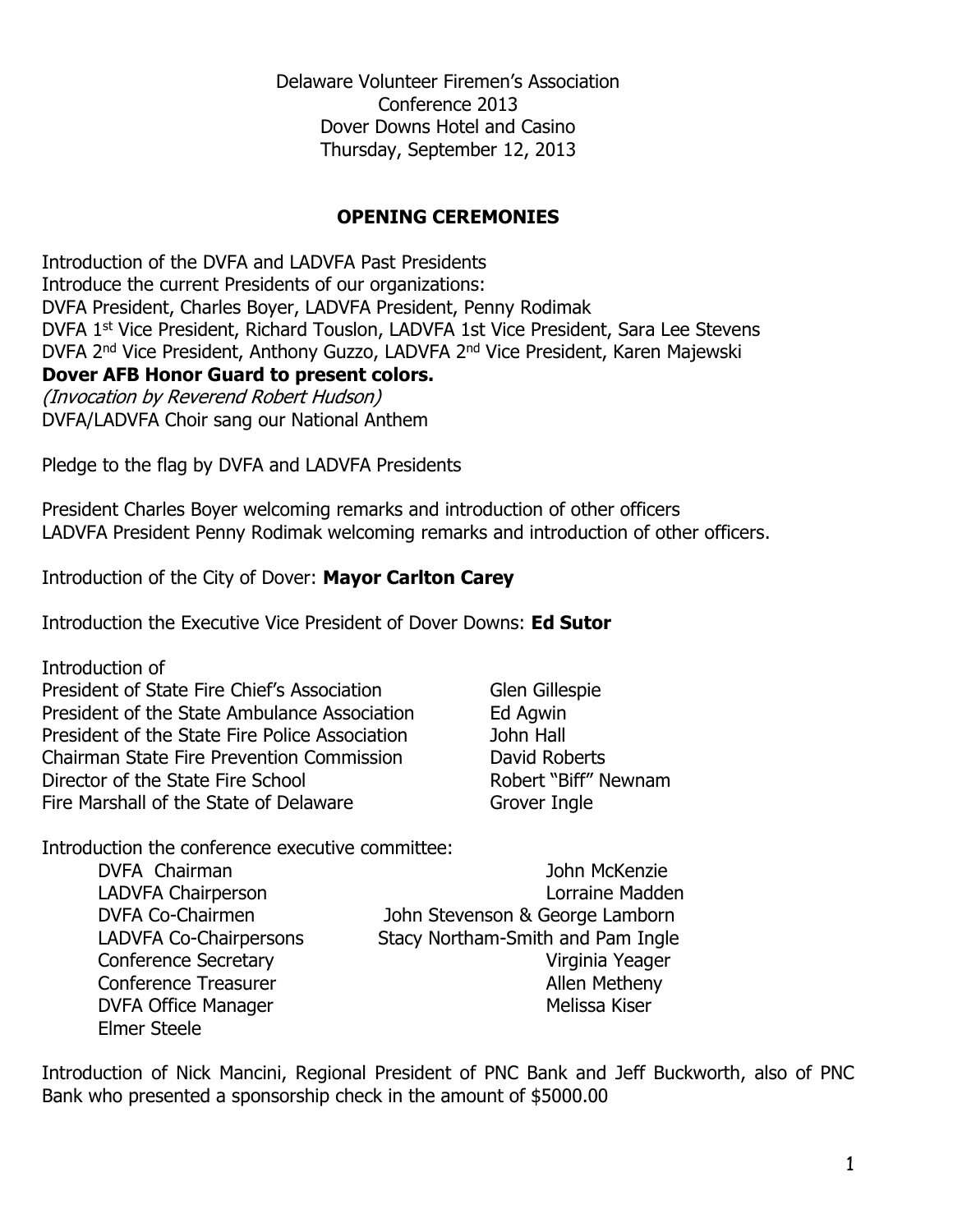Delaware Volunteer Firemen's Association
Conference 2013
Dover Downs Hotel and Casino
Thursday, September 12, 2013

## OPENING CEREMONIES

Introduction of the DVFA and LADVFA Past Presidents
Introduce the current Presidents of our organizations:
DVFA President, Charles Boyer, LADVFA President, Penny Rodimak
DVFA 1st Vice President, Richard Touslon, LADVFA 1st Vice President, Sara Lee Stevens
DVFA 2nd Vice President, Anthony Guzzo, LADVFA 2nd Vice President, Karen Majewski
**Dover AFB Honor Guard to present colors.**
*(Invocation by Reverend Robert Hudson)*
DVFA/LADVFA Choir sang our National Anthem

Pledge to the flag by DVFA and LADVFA Presidents

President Charles Boyer welcoming remarks and introduction of other officers
LADVFA President Penny Rodimak welcoming remarks and introduction of other officers.

Introduction of the City of Dover: **Mayor Carlton Carey**

Introduction the Executive Vice President of Dover Downs: **Ed Sutor**

Introduction of

| | |
|---|---|
| President of State Fire Chief's Association | Glen Gillespie |
| President of the State Ambulance Association | Ed Agwin |
| President of the State Fire Police Association | John Hall |
| Chairman State Fire Prevention Commission | David Roberts |
| Director of the State Fire School | Robert "Biff" Newnam |
| Fire Marshall of the State of Delaware | Grover Ingle |

Introduction the conference executive committee:

| | |
|---|---|
| DVFA Chairman | John McKenzie |
| LADVFA Chairperson | Lorraine Madden |
| DVFA Co-Chairmen | John Stevenson & George Lamborn |
| LADVFA Co-Chairpersons | Stacy Northam-Smith and Pam Ingle |
| Conference Secretary | Virginia Yeager |
| Conference Treasurer | Allen Metheny |
| DVFA Office Manager | Melissa Kiser |
| Elmer Steele | |

Introduction of Nick Mancini, Regional President of PNC Bank and Jeff Buckworth, also of PNC Bank who presented a sponsorship check in the amount of $5000.00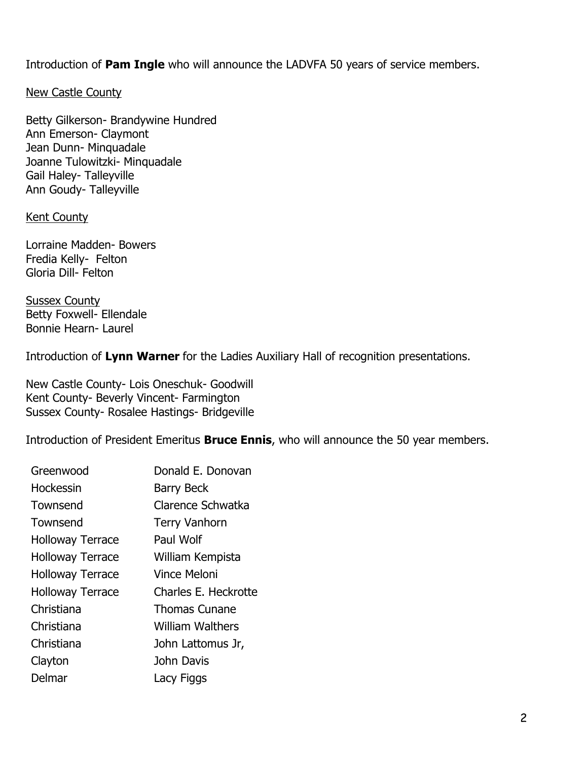Introduction of **Pam Ingle** who will announce the LADVFA 50 years of service members.

New Castle County

Betty Gilkerson- Brandywine Hundred
Ann Emerson- Claymont
Jean Dunn- Minquadale
Joanne Tulowitzki- Minquadale
Gail Haley- Talleyville
Ann Goudy- Talleyville

Kent County

Lorraine Madden- Bowers
Fredia Kelly- Felton
Gloria Dill- Felton

Sussex County
Betty Foxwell- Ellendale
Bonnie Hearn- Laurel

Introduction of **Lynn Warner** for the Ladies Auxiliary Hall of recognition presentations.

New Castle County- Lois Oneschuk- Goodwill
Kent County- Beverly Vincent- Farmington
Sussex County- Rosalee Hastings- Bridgeville

Introduction of President Emeritus **Bruce Ennis**, who will announce the 50 year members.

| | |
|---|---|
| Greenwood | Donald E. Donovan |
| Hockessin | Barry Beck |
| Townsend | Clarence Schwatka |
| Townsend | Terry Vanhorn |
| Holloway Terrace | Paul Wolf |
| Holloway Terrace | William Kempista |
| Holloway Terrace | Vince Meloni |
| Holloway Terrace | Charles E. Heckrotte |
| Christiana | Thomas Cunane |
| Christiana | William Walthers |
| Christiana | John Lattomus Jr, |
| Clayton | John Davis |
| Delmar | Lacy Figgs |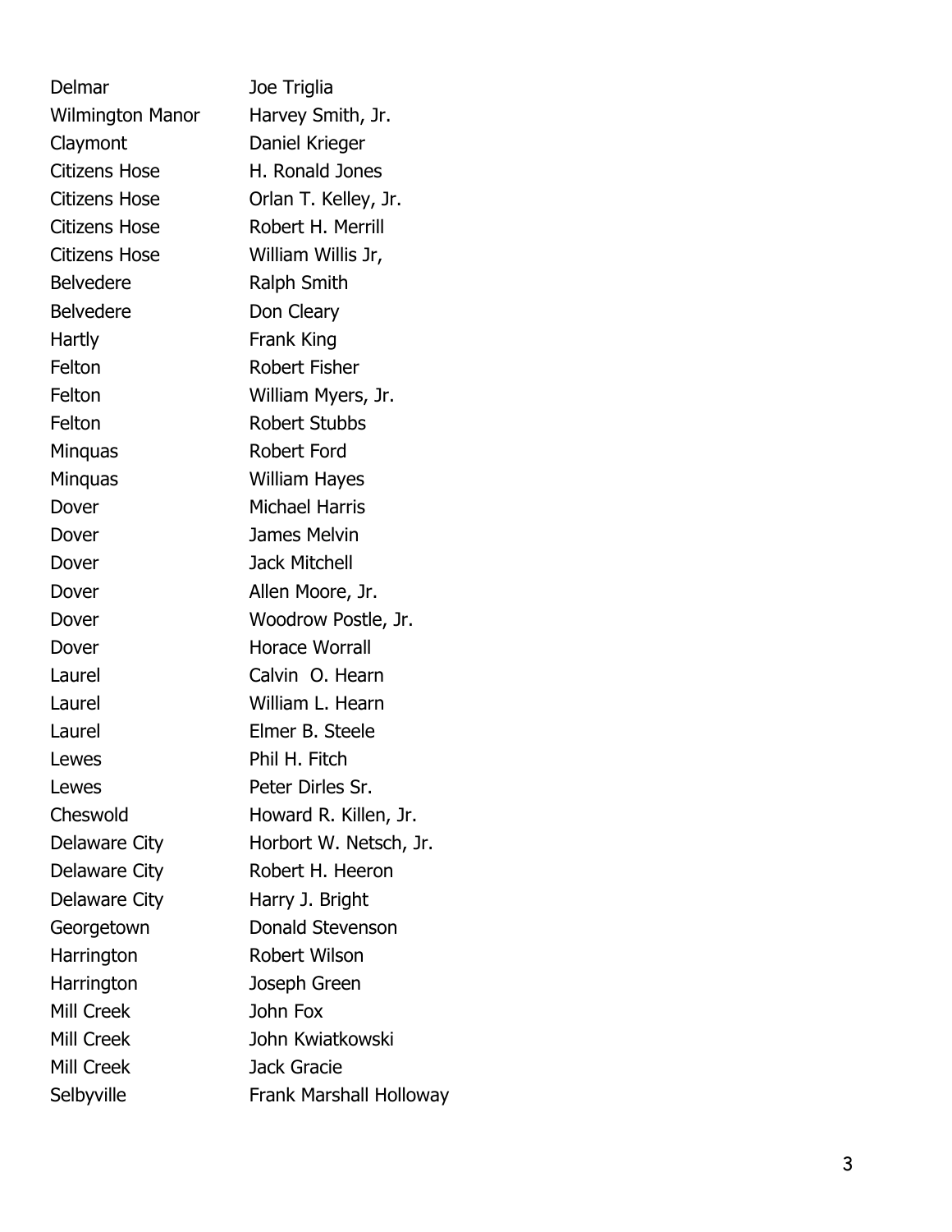| | |
|---|---|
| Delmar | Joe Triglia |
| Wilmington Manor | Harvey Smith, Jr. |
| Claymont | Daniel Krieger |
| Citizens Hose | H. Ronald Jones |
| Citizens Hose | Orlan T. Kelley, Jr. |
| Citizens Hose | Robert H. Merrill |
| Citizens Hose | William Willis Jr, |
| Belvedere | Ralph Smith |
| Belvedere | Don Cleary |
| Hartly | Frank King |
| Felton | Robert Fisher |
| Felton | William Myers, Jr. |
| Felton | Robert Stubbs |
| Minquas | Robert Ford |
| Minquas | William Hayes |
| Dover | Michael Harris |
| Dover | James Melvin |
| Dover | Jack Mitchell |
| Dover | Allen Moore, Jr. |
| Dover | Woodrow Postle, Jr. |
| Dover | Horace Worrall |
| Laurel | Calvin O. Hearn |
| Laurel | William L. Hearn |
| Laurel | Elmer B. Steele |
| Lewes | Phil H. Fitch |
| Lewes | Peter Dirles Sr. |
| Cheswold | Howard R. Killen, Jr. |
| Delaware City | Horbort W. Netsch, Jr. |
| Delaware City | Robert H. Heeron |
| Delaware City | Harry J. Bright |
| Georgetown | Donald Stevenson |
| Harrington | Robert Wilson |
| Harrington | Joseph Green |
| Mill Creek | John Fox |
| Mill Creek | John Kwiatkowski |
| Mill Creek | Jack Gracie |
| Selbyville | Frank Marshall Holloway |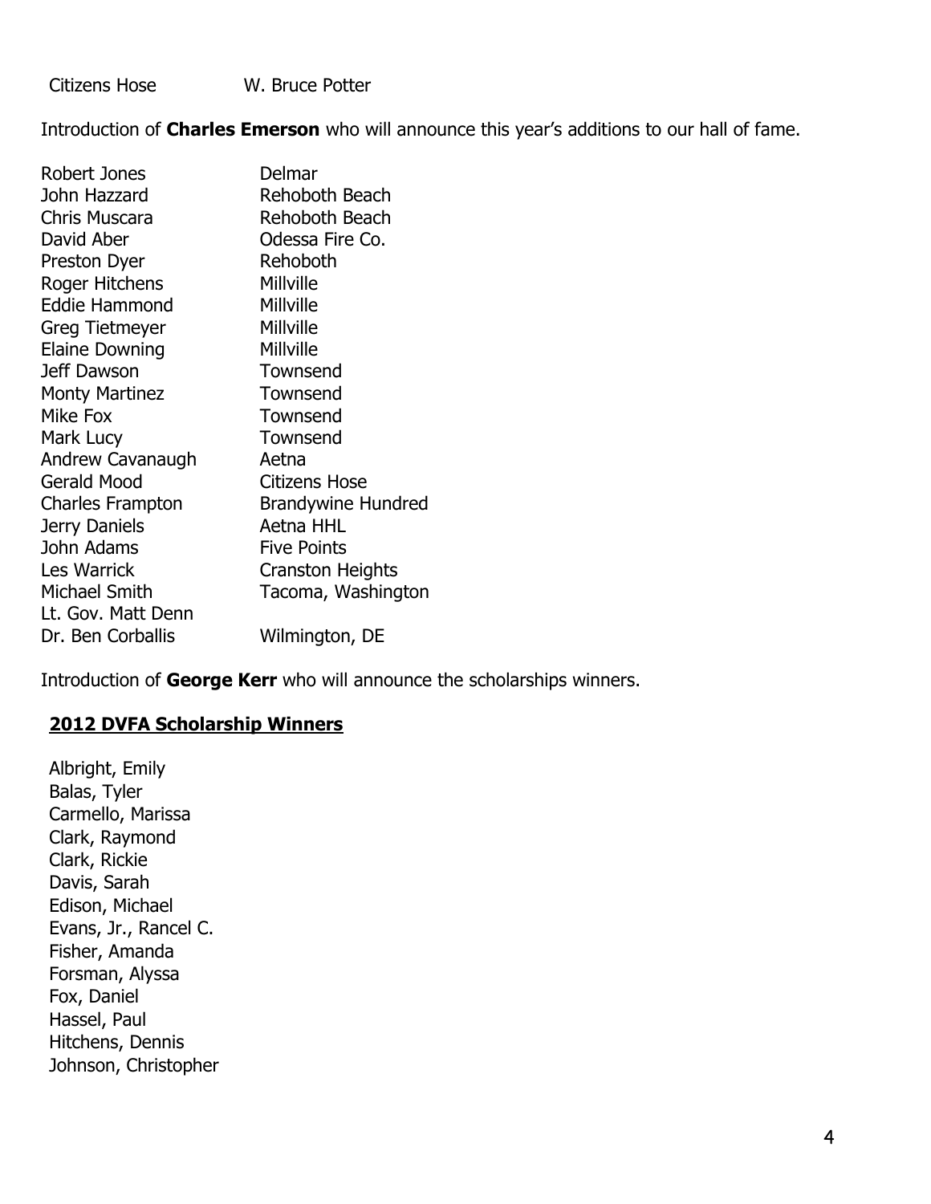| Citizens Hose | W. Bruce Potter |
| --- | --- |

Introduction of **Charles Emerson** who will announce this year's additions to our hall of fame.

| Name | Company |
| --- | --- |
| Robert Jones | Delmar |
| John Hazzard | Rehoboth Beach |
| Chris Muscara | Rehoboth Beach |
| David Aber | Odessa Fire Co. |
| Preston Dyer | Rehoboth |
| Roger Hitchens | Millville |
| Eddie Hammond | Millville |
| Greg Tietmeyer | Millville |
| Elaine Downing | Millville |
| Jeff Dawson | Townsend |
| Monty Martinez | Townsend |
| Mike Fox | Townsend |
| Mark Lucy | Townsend |
| Andrew Cavanaugh | Aetna |
| Gerald Mood | Citizens Hose |
| Charles Frampton | Brandywine Hundred |
| Jerry Daniels | Aetna HHL |
| John Adams | Five Points |
| Les Warrick | Cranston Heights |
| Michael Smith | Tacoma, Washington |
| Lt. Gov. Matt Denn | |
| Dr. Ben Corballis | Wilmington, DE |

Introduction of **George Kerr** who will announce the scholarships winners.

## 2012 DVFA Scholarship Winners

Albright, Emily
Balas, Tyler
Carmello, Marissa
Clark, Raymond
Clark, Rickie
Davis, Sarah
Edison, Michael
Evans, Jr., Rancel C.
Fisher, Amanda
Forsman, Alyssa
Fox, Daniel
Hassel, Paul
Hitchens, Dennis
Johnson, Christopher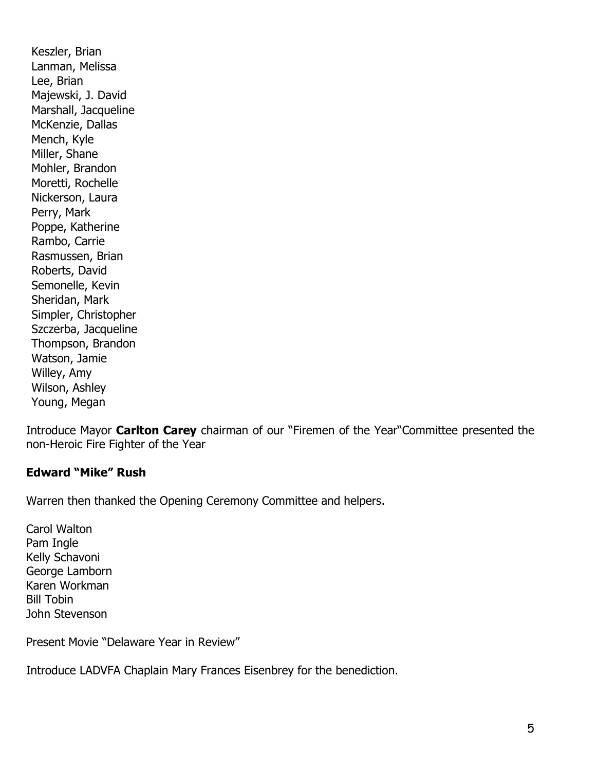Keszler, Brian
Lanman, Melissa
Lee, Brian
Majewski, J. David
Marshall, Jacqueline
McKenzie, Dallas
Mench, Kyle
Miller, Shane
Mohler, Brandon
Moretti, Rochelle
Nickerson, Laura
Perry, Mark
Poppe, Katherine
Rambo, Carrie
Rasmussen, Brian
Roberts, David
Semonelle, Kevin
Sheridan, Mark
Simpler, Christopher
Szczerba, Jacqueline
Thompson, Brandon
Watson, Jamie
Willey, Amy
Wilson, Ashley
Young, Megan

Introduce Mayor **Carlton Carey** chairman of our "Firemen of the Year"Committee presented the non-Heroic Fire Fighter of the Year

**Edward "Mike" Rush**

Warren then thanked the Opening Ceremony Committee and helpers.

Carol Walton
Pam Ingle
Kelly Schavoni
George Lamborn
Karen Workman
Bill Tobin
John Stevenson

Present Movie "Delaware Year in Review"

Introduce LADVFA Chaplain Mary Frances Eisenbrey for the benediction.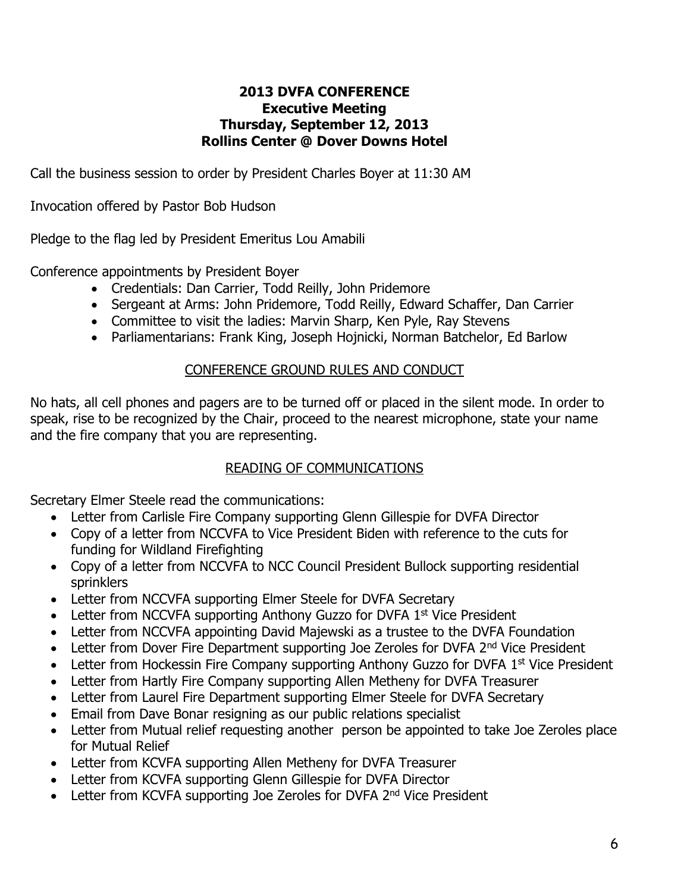**2013 DVFA CONFERENCE**
**Executive Meeting**
**Thursday, September 12, 2013**
**Rollins Center @ Dover Downs Hotel**

Call the business session to order by President Charles Boyer at 11:30 AM

Invocation offered by Pastor Bob Hudson

Pledge to the flag led by President Emeritus Lou Amabili

Conference appointments by President Boyer

- Credentials: Dan Carrier, Todd Reilly, John Pridemore
- Sergeant at Arms: John Pridemore, Todd Reilly, Edward Schaffer, Dan Carrier
- Committee to visit the ladies: Marvin Sharp, Ken Pyle, Ray Stevens
- Parliamentarians: Frank King, Joseph Hojnicki, Norman Batchelor, Ed Barlow

## CONFERENCE GROUND RULES AND CONDUCT

No hats, all cell phones and pagers are to be turned off or placed in the silent mode. In order to speak, rise to be recognized by the Chair, proceed to the nearest microphone, state your name and the fire company that you are representing.

## READING OF COMMUNICATIONS

Secretary Elmer Steele read the communications:

- Letter from Carlisle Fire Company supporting Glenn Gillespie for DVFA Director
- Copy of a letter from NCCVFA to Vice President Biden with reference to the cuts for funding for Wildland Firefighting
- Copy of a letter from NCCVFA to NCC Council President Bullock supporting residential sprinklers
- Letter from NCCVFA supporting Elmer Steele for DVFA Secretary
- Letter from NCCVFA supporting Anthony Guzzo for DVFA 1st Vice President
- Letter from NCCVFA appointing David Majewski as a trustee to the DVFA Foundation
- Letter from Dover Fire Department supporting Joe Zeroles for DVFA 2nd Vice President
- Letter from Hockessin Fire Company supporting Anthony Guzzo for DVFA 1st Vice President
- Letter from Hartly Fire Company supporting Allen Metheny for DVFA Treasurer
- Letter from Laurel Fire Department supporting Elmer Steele for DVFA Secretary
- Email from Dave Bonar resigning as our public relations specialist
- Letter from Mutual relief requesting another person be appointed to take Joe Zeroles place for Mutual Relief
- Letter from KCVFA supporting Allen Metheny for DVFA Treasurer
- Letter from KCVFA supporting Glenn Gillespie for DVFA Director
- Letter from KCVFA supporting Joe Zeroles for DVFA 2nd Vice President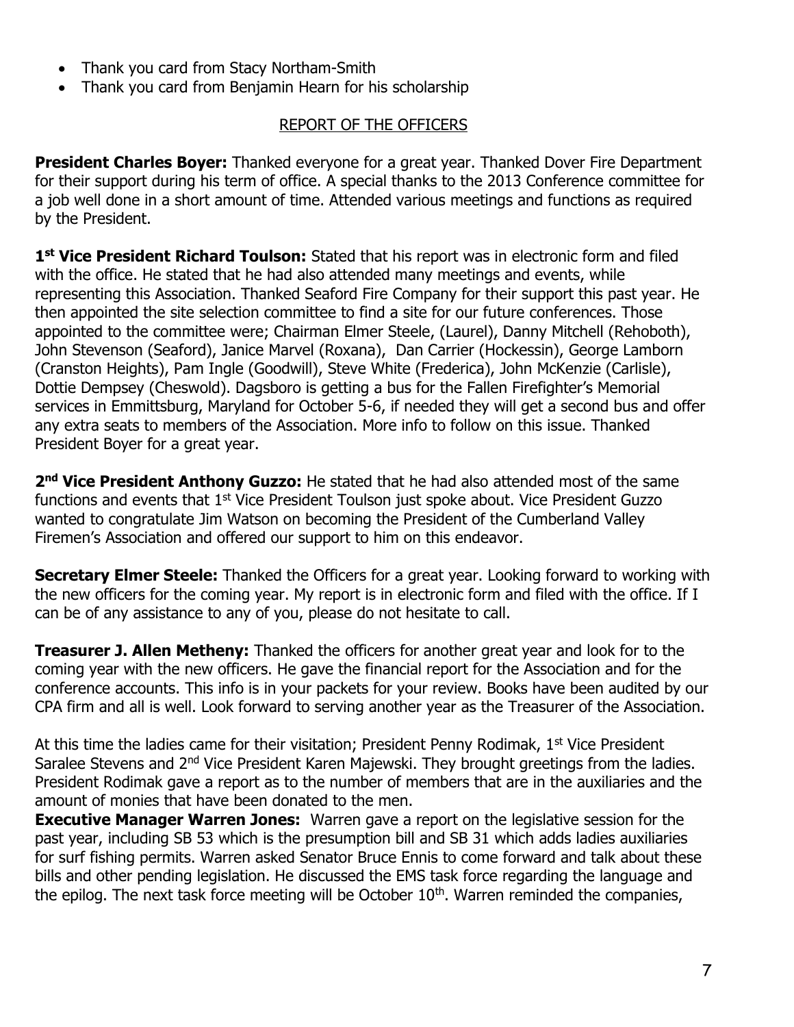- Thank you card from Stacy Northam-Smith
- Thank you card from Benjamin Hearn for his scholarship

## REPORT OF THE OFFICERS

**President Charles Boyer:** Thanked everyone for a great year. Thanked Dover Fire Department for their support during his term of office. A special thanks to the 2013 Conference committee for a job well done in a short amount of time. Attended various meetings and functions as required by the President.

**1st Vice President Richard Toulson:** Stated that his report was in electronic form and filed with the office. He stated that he had also attended many meetings and events, while representing this Association. Thanked Seaford Fire Company for their support this past year. He then appointed the site selection committee to find a site for our future conferences. Those appointed to the committee were; Chairman Elmer Steele, (Laurel), Danny Mitchell (Rehoboth), John Stevenson (Seaford), Janice Marvel (Roxana), Dan Carrier (Hockessin), George Lamborn (Cranston Heights), Pam Ingle (Goodwill), Steve White (Frederica), John McKenzie (Carlisle), Dottie Dempsey (Cheswold). Dagsboro is getting a bus for the Fallen Firefighter's Memorial services in Emmittsburg, Maryland for October 5-6, if needed they will get a second bus and offer any extra seats to members of the Association. More info to follow on this issue. Thanked President Boyer for a great year.

**2nd Vice President Anthony Guzzo:** He stated that he had also attended most of the same functions and events that 1st Vice President Toulson just spoke about. Vice President Guzzo wanted to congratulate Jim Watson on becoming the President of the Cumberland Valley Firemen's Association and offered our support to him on this endeavor.

**Secretary Elmer Steele:** Thanked the Officers for a great year. Looking forward to working with the new officers for the coming year. My report is in electronic form and filed with the office. If I can be of any assistance to any of you, please do not hesitate to call.

**Treasurer J. Allen Metheny:** Thanked the officers for another great year and look for to the coming year with the new officers. He gave the financial report for the Association and for the conference accounts. This info is in your packets for your review. Books have been audited by our CPA firm and all is well. Look forward to serving another year as the Treasurer of the Association.

At this time the ladies came for their visitation; President Penny Rodimak, 1st Vice President Saralee Stevens and 2nd Vice President Karen Majewski. They brought greetings from the ladies. President Rodimak gave a report as to the number of members that are in the auxiliaries and the amount of monies that have been donated to the men.

**Executive Manager Warren Jones:** Warren gave a report on the legislative session for the past year, including SB 53 which is the presumption bill and SB 31 which adds ladies auxiliaries for surf fishing permits. Warren asked Senator Bruce Ennis to come forward and talk about these bills and other pending legislation. He discussed the EMS task force regarding the language and the epilog. The next task force meeting will be October 10th. Warren reminded the companies,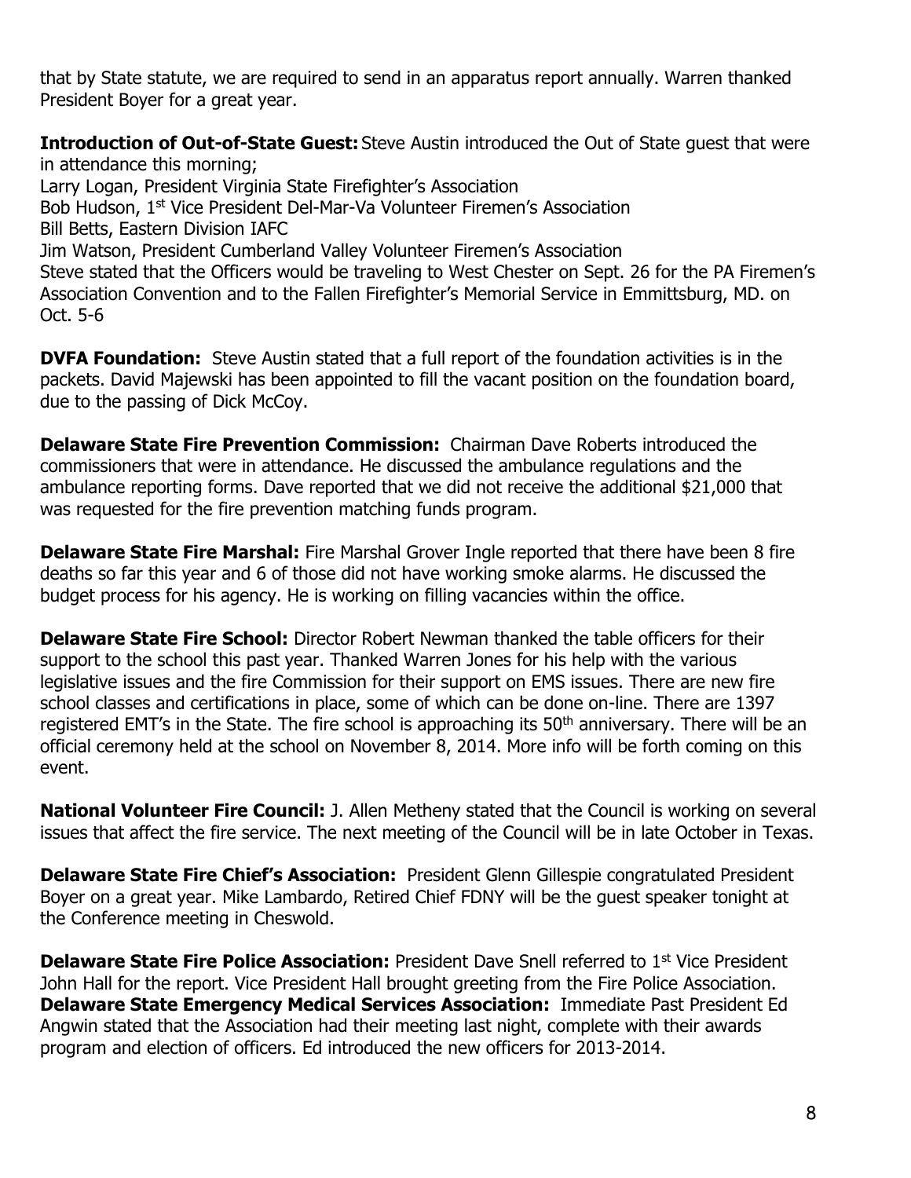that by State statute, we are required to send in an apparatus report annually. Warren thanked President Boyer for a great year.

**Introduction of Out-of-State Guest:** Steve Austin introduced the Out of State guest that were in attendance this morning;
Larry Logan, President Virginia State Firefighter's Association
Bob Hudson, 1st Vice President Del-Mar-Va Volunteer Firemen's Association
Bill Betts, Eastern Division IAFC
Jim Watson, President Cumberland Valley Volunteer Firemen's Association
Steve stated that the Officers would be traveling to West Chester on Sept. 26 for the PA Firemen's Association Convention and to the Fallen Firefighter's Memorial Service in Emmittsburg, MD. on Oct. 5-6

**DVFA Foundation:** Steve Austin stated that a full report of the foundation activities is in the packets. David Majewski has been appointed to fill the vacant position on the foundation board, due to the passing of Dick McCoy.

**Delaware State Fire Prevention Commission:** Chairman Dave Roberts introduced the commissioners that were in attendance. He discussed the ambulance regulations and the ambulance reporting forms. Dave reported that we did not receive the additional $21,000 that was requested for the fire prevention matching funds program.

**Delaware State Fire Marshal:** Fire Marshal Grover Ingle reported that there have been 8 fire deaths so far this year and 6 of those did not have working smoke alarms. He discussed the budget process for his agency. He is working on filling vacancies within the office.

**Delaware State Fire School:** Director Robert Newman thanked the table officers for their support to the school this past year. Thanked Warren Jones for his help with the various legislative issues and the fire Commission for their support on EMS issues. There are new fire school classes and certifications in place, some of which can be done on-line. There are 1397 registered EMT's in the State. The fire school is approaching its 50th anniversary. There will be an official ceremony held at the school on November 8, 2014. More info will be forth coming on this event.

**National Volunteer Fire Council:** J. Allen Metheny stated that the Council is working on several issues that affect the fire service. The next meeting of the Council will be in late October in Texas.

**Delaware State Fire Chief's Association:** President Glenn Gillespie congratulated President Boyer on a great year. Mike Lambardo, Retired Chief FDNY will be the guest speaker tonight at the Conference meeting in Cheswold.

**Delaware State Fire Police Association:** President Dave Snell referred to 1st Vice President John Hall for the report. Vice President Hall brought greeting from the Fire Police Association.
**Delaware State Emergency Medical Services Association:** Immediate Past President Ed Angwin stated that the Association had their meeting last night, complete with their awards program and election of officers. Ed introduced the new officers for 2013-2014.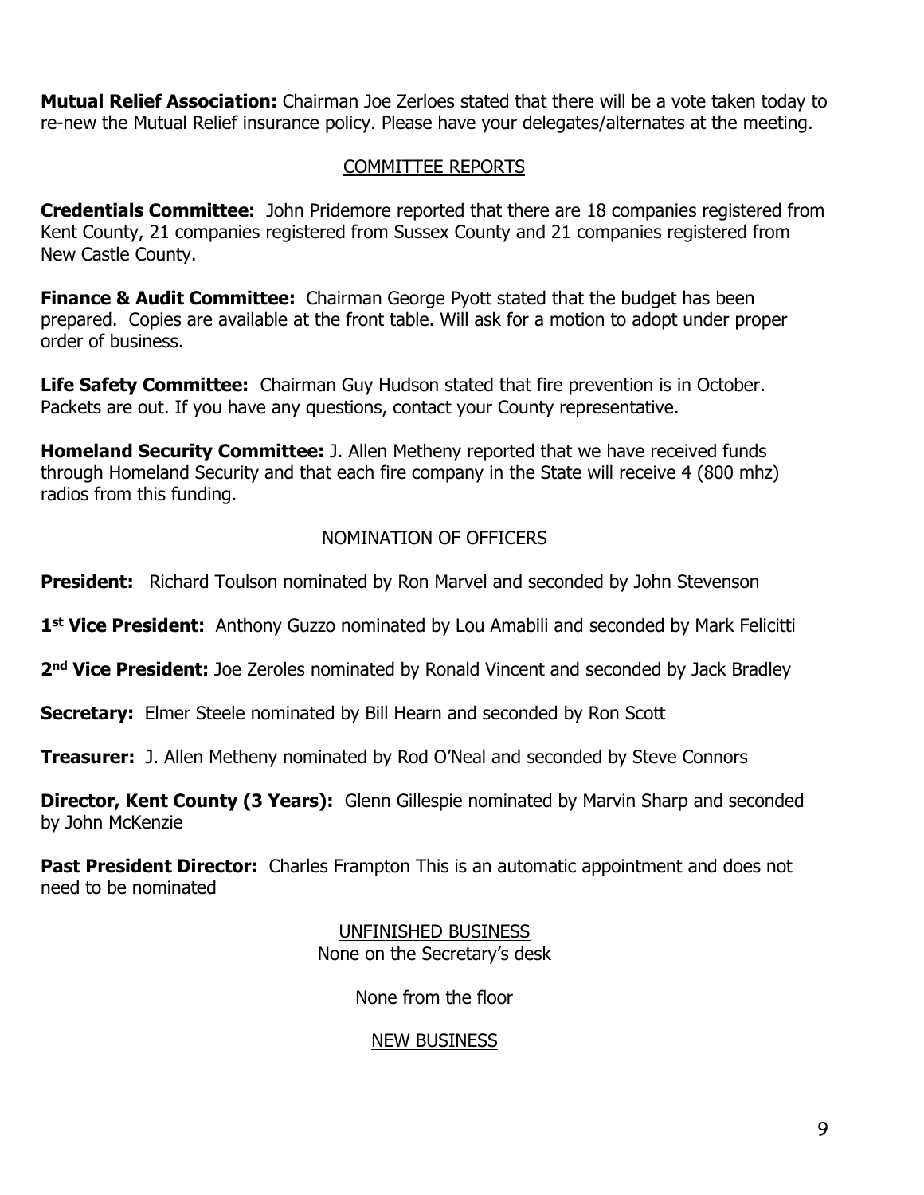**Mutual Relief Association:** Chairman Joe Zerloes stated that there will be a vote taken today to re-new the Mutual Relief insurance policy. Please have your delegates/alternates at the meeting.

## COMMITTEE REPORTS

**Credentials Committee:** John Pridemore reported that there are 18 companies registered from Kent County, 21 companies registered from Sussex County and 21 companies registered from New Castle County.

**Finance & Audit Committee:** Chairman George Pyott stated that the budget has been prepared. Copies are available at the front table. Will ask for a motion to adopt under proper order of business.

**Life Safety Committee:** Chairman Guy Hudson stated that fire prevention is in October. Packets are out. If you have any questions, contact your County representative.

**Homeland Security Committee:** J. Allen Metheny reported that we have received funds through Homeland Security and that each fire company in the State will receive 4 (800 mhz) radios from this funding.

## NOMINATION OF OFFICERS

**President:** Richard Toulson nominated by Ron Marvel and seconded by John Stevenson

**1st Vice President:** Anthony Guzzo nominated by Lou Amabili and seconded by Mark Felicitti

**2nd Vice President:** Joe Zeroles nominated by Ronald Vincent and seconded by Jack Bradley

**Secretary:** Elmer Steele nominated by Bill Hearn and seconded by Ron Scott

**Treasurer:** J. Allen Metheny nominated by Rod O'Neal and seconded by Steve Connors

**Director, Kent County (3 Years):** Glenn Gillespie nominated by Marvin Sharp and seconded by John McKenzie

**Past President Director:** Charles Frampton This is an automatic appointment and does not need to be nominated

## UNFINISHED BUSINESS

None on the Secretary's desk

None from the floor

## NEW BUSINESS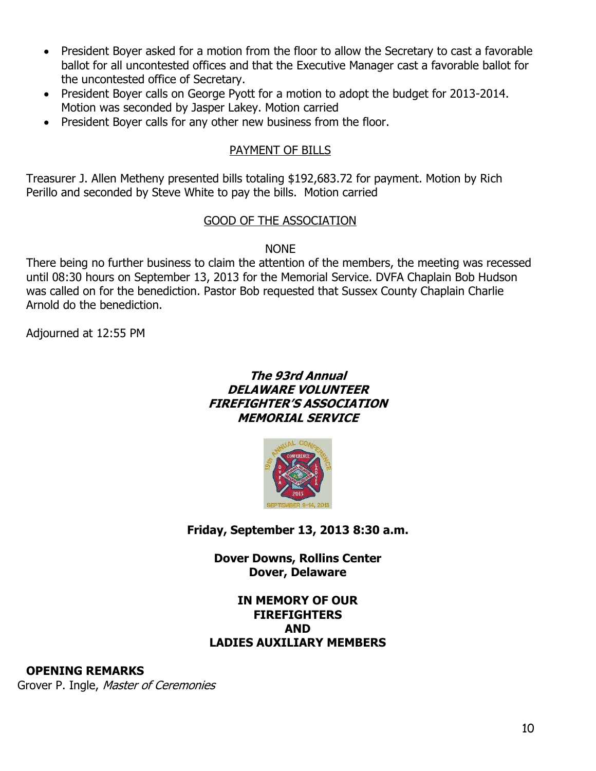- President Boyer asked for a motion from the floor to allow the Secretary to cast a favorable ballot for all uncontested offices and that the Executive Manager cast a favorable ballot for the uncontested office of Secretary.
- President Boyer calls on George Pyott for a motion to adopt the budget for 2013-2014. Motion was seconded by Jasper Lakey. Motion carried
- President Boyer calls for any other new business from the floor.

## PAYMENT OF BILLS

Treasurer J. Allen Metheny presented bills totaling $192,683.72 for payment. Motion by Rich Perillo and seconded by Steve White to pay the bills. Motion carried

## GOOD OF THE ASSOCIATION

NONE

There being no further business to claim the attention of the members, the meeting was recessed until 08:30 hours on September 13, 2013 for the Memorial Service. DVFA Chaplain Bob Hudson was called on for the benediction. Pastor Bob requested that Sussex County Chaplain Charlie Arnold do the benediction.

Adjourned at 12:55 PM

# *The 93rd Annual DELAWARE VOLUNTEER FIREFIGHTER'S ASSOCIATION MEMORIAL SERVICE*

**Friday, September 13, 2013 8:30 a.m.**

**Dover Downs, Rollins Center**
**Dover, Delaware**

**IN MEMORY OF OUR FIREFIGHTERS AND LADIES AUXILIARY MEMBERS**

**OPENING REMARKS**

Grover P. Ingle, *Master of Ceremonies*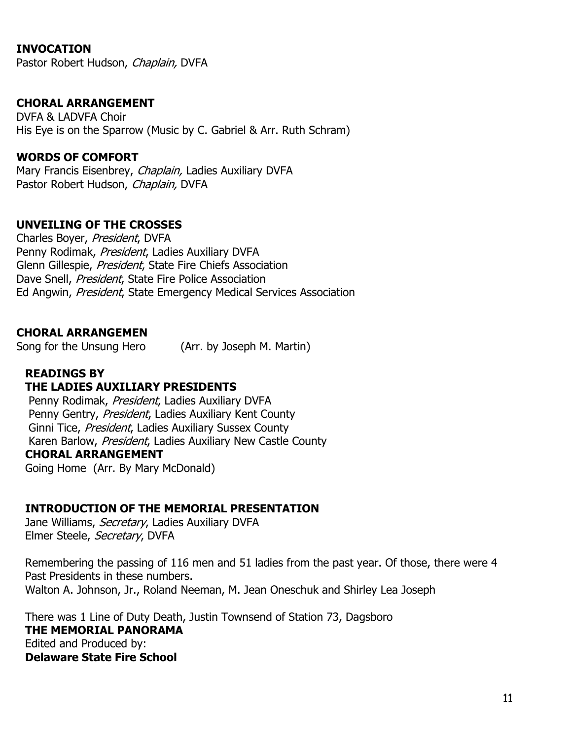**INVOCATION**
Pastor Robert Hudson, *Chaplain,* DVFA

**CHORAL ARRANGEMENT**
DVFA & LADVFA Choir
His Eye is on the Sparrow (Music by C. Gabriel & Arr. Ruth Schram)

**WORDS OF COMFORT**
Mary Francis Eisenbrey, *Chaplain,* Ladies Auxiliary DVFA
Pastor Robert Hudson, *Chaplain,* DVFA

**UNVEILING OF THE CROSSES**
Charles Boyer, *President*, DVFA
Penny Rodimak, *President*, Ladies Auxiliary DVFA
Glenn Gillespie, *President*, State Fire Chiefs Association
Dave Snell, *President*, State Fire Police Association
Ed Angwin, *President*, State Emergency Medical Services Association

**CHORAL ARRANGEMEN**
Song for the Unsung Hero (Arr. by Joseph M. Martin)

**READINGS BY THE LADIES AUXILIARY PRESIDENTS**
Penny Rodimak, *President*, Ladies Auxiliary DVFA
Penny Gentry, *President*, Ladies Auxiliary Kent County
Ginni Tice, *President*, Ladies Auxiliary Sussex County
Karen Barlow, *President*, Ladies Auxiliary New Castle County

**CHORAL ARRANGEMENT**
Going Home (Arr. By Mary McDonald)

**INTRODUCTION OF THE MEMORIAL PRESENTATION**
Jane Williams, *Secretary*, Ladies Auxiliary DVFA
Elmer Steele, *Secretary*, DVFA

Remembering the passing of 116 men and 51 ladies from the past year. Of those, there were 4 Past Presidents in these numbers.
Walton A. Johnson, Jr., Roland Neeman, M. Jean Oneschuk and Shirley Lea Joseph

There was 1 Line of Duty Death, Justin Townsend of Station 73, Dagsboro

**THE MEMORIAL PANORAMA**
Edited and Produced by:
**Delaware State Fire School**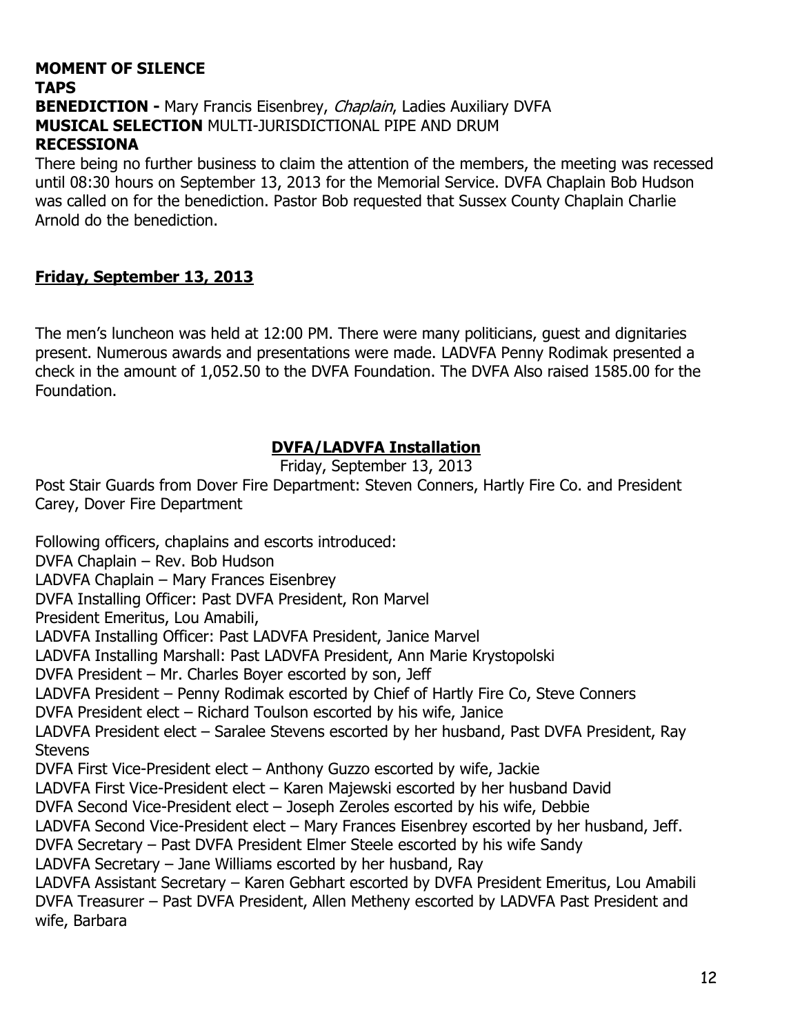**MOMENT OF SILENCE**
**TAPS**
**BENEDICTION -** Mary Francis Eisenbrey, *Chaplain*, Ladies Auxiliary DVFA
**MUSICAL SELECTION** MULTI-JURISDICTIONAL PIPE AND DRUM
**RECESSIONA**

There being no further business to claim the attention of the members, the meeting was recessed until 08:30 hours on September 13, 2013 for the Memorial Service. DVFA Chaplain Bob Hudson was called on for the benediction. Pastor Bob requested that Sussex County Chaplain Charlie Arnold do the benediction.

**Friday, September 13, 2013**

The men's luncheon was held at 12:00 PM. There were many politicians, guest and dignitaries present. Numerous awards and presentations were made. LADVFA Penny Rodimak presented a check in the amount of 1,052.50 to the DVFA Foundation. The DVFA Also raised 1585.00 for the Foundation.

## DVFA/LADVFA Installation

Friday, September 13, 2013

Post Stair Guards from Dover Fire Department: Steven Conners, Hartly Fire Co. and President Carey, Dover Fire Department

Following officers, chaplains and escorts introduced:
DVFA Chaplain – Rev. Bob Hudson
LADVFA Chaplain – Mary Frances Eisenbrey
DVFA Installing Officer: Past DVFA President, Ron Marvel
President Emeritus, Lou Amabili,
LADVFA Installing Officer: Past LADVFA President, Janice Marvel
LADVFA Installing Marshall: Past LADVFA President, Ann Marie Krystopolski
DVFA President – Mr. Charles Boyer escorted by son, Jeff
LADVFA President – Penny Rodimak escorted by Chief of Hartly Fire Co, Steve Conners
DVFA President elect – Richard Toulson escorted by his wife, Janice
LADVFA President elect – Saralee Stevens escorted by her husband, Past DVFA President, Ray Stevens
DVFA First Vice-President elect – Anthony Guzzo escorted by wife, Jackie
LADVFA First Vice-President elect – Karen Majewski escorted by her husband David
DVFA Second Vice-President elect – Joseph Zeroles escorted by his wife, Debbie
LADVFA Second Vice-President elect – Mary Frances Eisenbrey escorted by her husband, Jeff.
DVFA Secretary – Past DVFA President Elmer Steele escorted by his wife Sandy
LADVFA Secretary – Jane Williams escorted by her husband, Ray
LADVFA Assistant Secretary – Karen Gebhart escorted by DVFA President Emeritus, Lou Amabili
DVFA Treasurer – Past DVFA President, Allen Metheny escorted by LADVFA Past President and wife, Barbara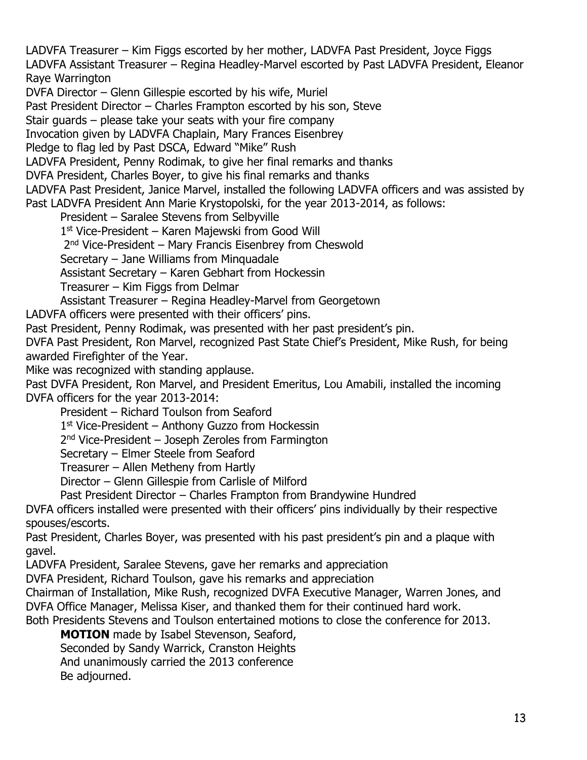LADVFA Treasurer – Kim Figgs escorted by her mother, LADVFA Past President, Joyce Figgs
LADVFA Assistant Treasurer – Regina Headley-Marvel escorted by Past LADVFA President, Eleanor Raye Warrington
DVFA Director – Glenn Gillespie escorted by his wife, Muriel
Past President Director – Charles Frampton escorted by his son, Steve
Stair guards – please take your seats with your fire company
Invocation given by LADVFA Chaplain, Mary Frances Eisenbrey
Pledge to flag led by Past DSCA, Edward "Mike" Rush
LADVFA President, Penny Rodimak, to give her final remarks and thanks
DVFA President, Charles Boyer, to give his final remarks and thanks
LADVFA Past President, Janice Marvel, installed the following LADVFA officers and was assisted by Past LADVFA President Ann Marie Krystopolski, for the year 2013-2014, as follows:

President – Saralee Stevens from Selbyville
1st Vice-President – Karen Majewski from Good Will
2nd Vice-President – Mary Francis Eisenbrey from Cheswold
Secretary – Jane Williams from Minquadale
Assistant Secretary – Karen Gebhart from Hockessin
Treasurer – Kim Figgs from Delmar
Assistant Treasurer – Regina Headley-Marvel from Georgetown

LADVFA officers were presented with their officers' pins.
Past President, Penny Rodimak, was presented with her past president's pin.
DVFA Past President, Ron Marvel, recognized Past State Chief's President, Mike Rush, for being awarded Firefighter of the Year.
Mike was recognized with standing applause.
Past DVFA President, Ron Marvel, and President Emeritus, Lou Amabili, installed the incoming DVFA officers for the year 2013-2014:

President – Richard Toulson from Seaford
1st Vice-President – Anthony Guzzo from Hockessin
2nd Vice-President – Joseph Zeroles from Farmington
Secretary – Elmer Steele from Seaford
Treasurer – Allen Metheny from Hartly
Director – Glenn Gillespie from Carlisle of Milford
Past President Director – Charles Frampton from Brandywine Hundred

DVFA officers installed were presented with their officers' pins individually by their respective spouses/escorts.
Past President, Charles Boyer, was presented with his past president's pin and a plaque with gavel.
LADVFA President, Saralee Stevens, gave her remarks and appreciation
DVFA President, Richard Toulson, gave his remarks and appreciation
Chairman of Installation, Mike Rush, recognized DVFA Executive Manager, Warren Jones, and DVFA Office Manager, Melissa Kiser, and thanked them for their continued hard work.
Both Presidents Stevens and Toulson entertained motions to close the conference for 2013.

**MOTION** made by Isabel Stevenson, Seaford,
Seconded by Sandy Warrick, Cranston Heights
And unanimously carried the 2013 conference
Be adjourned.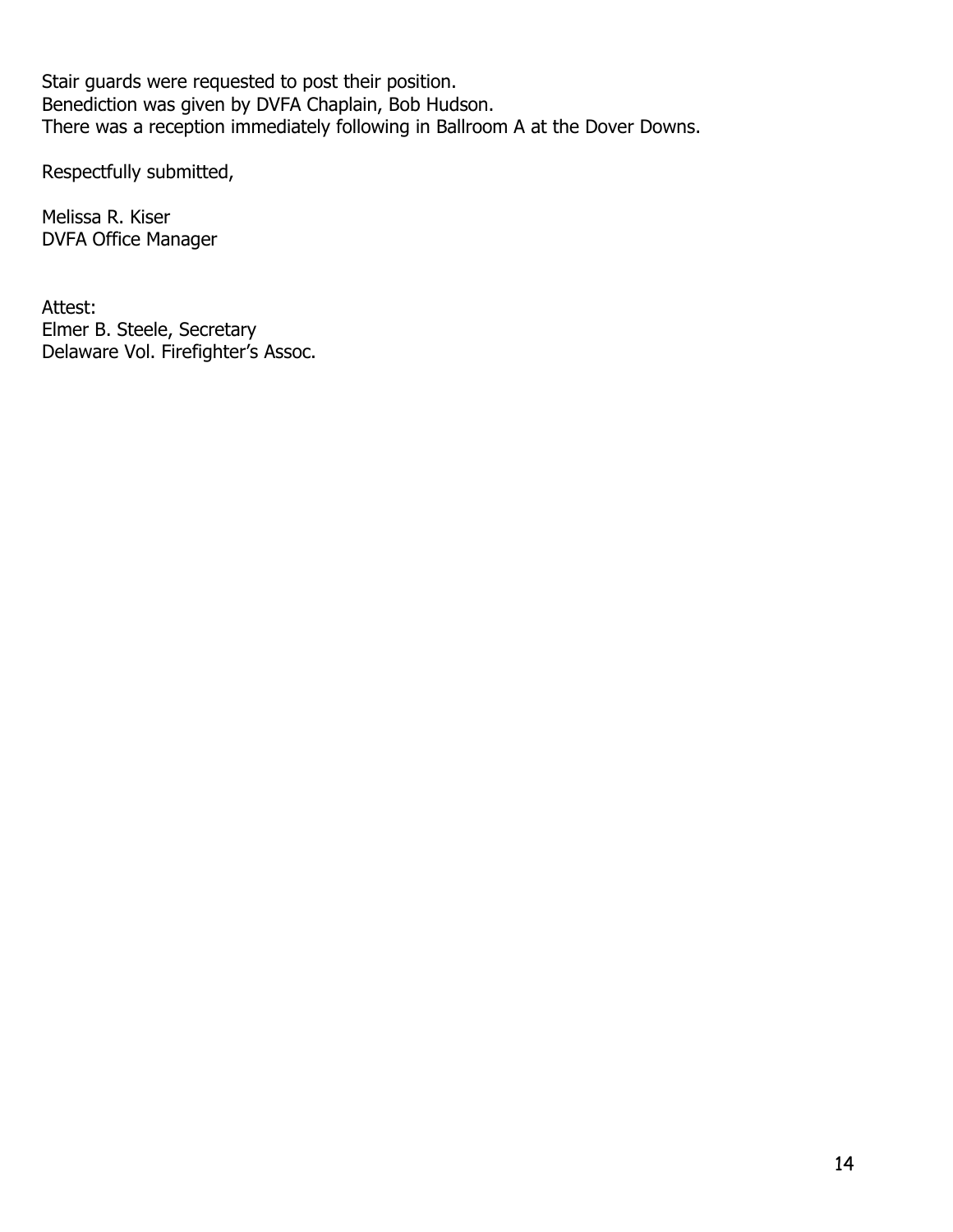Stair guards were requested to post their position.
Benediction was given by DVFA Chaplain, Bob Hudson.
There was a reception immediately following in Ballroom A at the Dover Downs.

Respectfully submitted,

Melissa R. Kiser
DVFA Office Manager

Attest:
Elmer B. Steele, Secretary
Delaware Vol. Firefighter's Assoc.